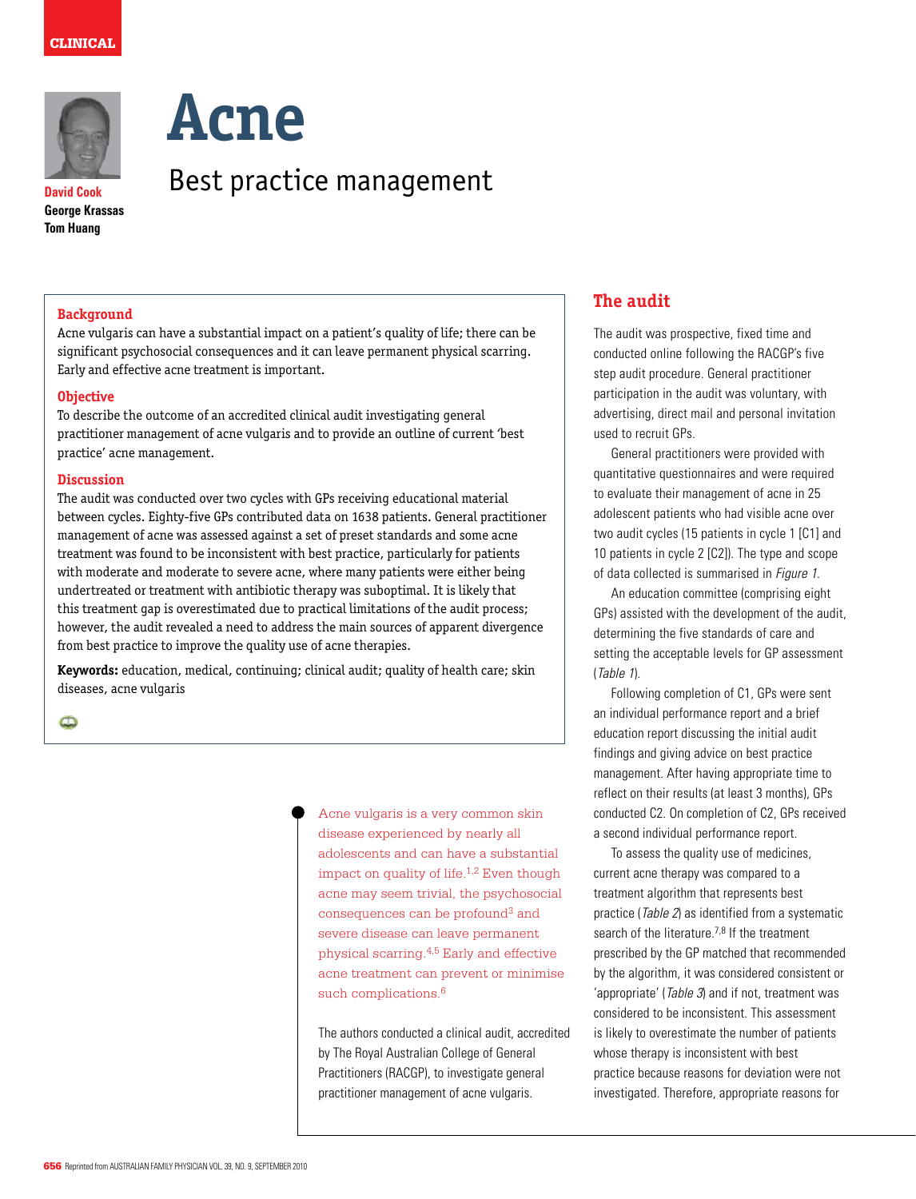CLINICAL

# Acne

## Best practice management

**David Cook**
**George Krassas**
**Tom Huang**

### Background

Acne vulgaris can have a substantial impact on a patient's quality of life; there can be significant psychosocial consequences and it can leave permanent physical scarring. Early and effective acne treatment is important.

### Objective

To describe the outcome of an accredited clinical audit investigating general practitioner management of acne vulgaris and to provide an outline of current 'best practice' acne management.

### Discussion

The audit was conducted over two cycles with GPs receiving educational material between cycles. Eighty-five GPs contributed data on 1638 patients. General practitioner management of acne was assessed against a set of preset standards and some acne treatment was found to be inconsistent with best practice, particularly for patients with moderate and moderate to severe acne, where many patients were either being undertreated or treatment with antibiotic therapy was suboptimal. It is likely that this treatment gap is overestimated due to practical limitations of the audit process; however, the audit revealed a need to address the main sources of apparent divergence from best practice to improve the quality use of acne therapies.

**Keywords:** education, medical, continuing; clinical audit; quality of health care; skin diseases, acne vulgaris

Acne vulgaris is a very common skin disease experienced by nearly all adolescents and can have a substantial impact on quality of life.[1,2] Even though acne may seem trivial, the psychosocial consequences can be profound[3] and severe disease can leave permanent physical scarring.[4,5] Early and effective acne treatment can prevent or minimise such complications.[6]

The authors conducted a clinical audit, accredited by The Royal Australian College of General Practitioners (RACGP), to investigate general practitioner management of acne vulgaris.

## The audit

The audit was prospective, fixed time and conducted online following the RACGP's five step audit procedure. General practitioner participation in the audit was voluntary, with advertising, direct mail and personal invitation used to recruit GPs.

General practitioners were provided with quantitative questionnaires and were required to evaluate their management of acne in 25 adolescent patients who had visible acne over two audit cycles (15 patients in cycle 1 [C1] and 10 patients in cycle 2 [C2]). The type and scope of data collected is summarised in *Figure 1*.

An education committee (comprising eight GPs) assisted with the development of the audit, determining the five standards of care and setting the acceptable levels for GP assessment (*Table 1*).

Following completion of C1, GPs were sent an individual performance report and a brief education report discussing the initial audit findings and giving advice on best practice management. After having appropriate time to reflect on their results (at least 3 months), GPs conducted C2. On completion of C2, GPs received a second individual performance report.

To assess the quality use of medicines, current acne therapy was compared to a treatment algorithm that represents best practice (*Table 2*) as identified from a systematic search of the literature.[7,8] If the treatment prescribed by the GP matched that recommended by the algorithm, it was considered consistent or 'appropriate' (*Table 3*) and if not, treatment was considered to be inconsistent. This assessment is likely to overestimate the number of patients whose therapy is inconsistent with best practice because reasons for deviation were not investigated. Therefore, appropriate reasons for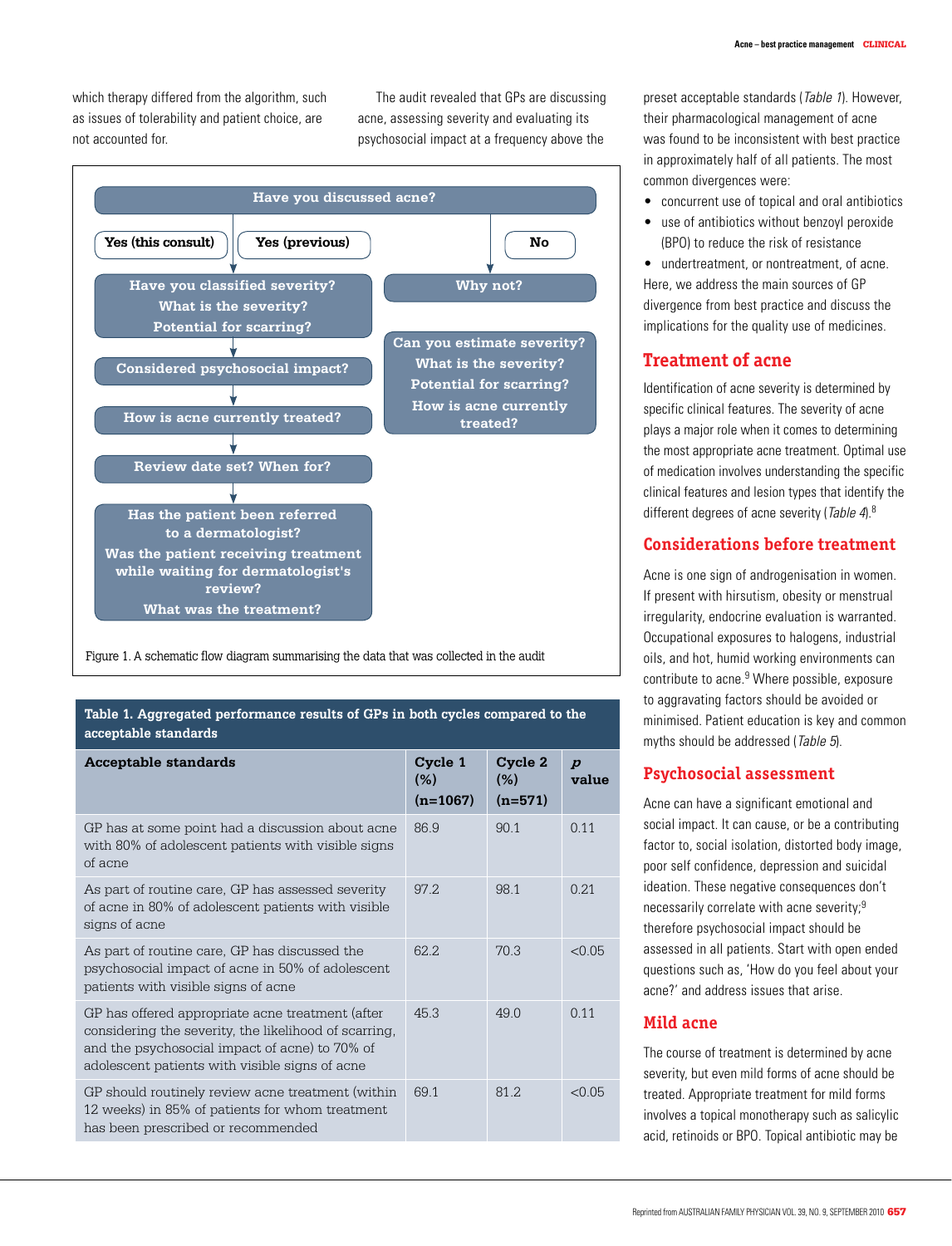which therapy differed from the algorithm, such as issues of tolerability and patient choice, are not accounted for.

The audit revealed that GPs are discussing acne, assessing severity and evaluating its psychosocial impact at a frequency above the preset acceptable standards (*Table 1*). However, their pharmacological management of acne was found to be inconsistent with best practice in approximately half of all patients. The most common divergences were:

- concurrent use of topical and oral antibiotics
- use of antibiotics without benzoyl peroxide (BPO) to reduce the risk of resistance
- undertreatment, or nontreatment, of acne.

Here, we address the main sources of GP divergence from best practice and discuss the implications for the quality use of medicines.

Have you discussed acne?

Yes (this consult) | Yes (previous) | No

Have you classified severity? What is the severity? Potential for scarring?

Considered psychosocial impact?

How is acne currently treated?

Review date set? When for?

Has the patient been referred to a dermatologist? Was the patient receiving treatment while waiting for dermatologist's review? What was the treatment?

Why not?

Can you estimate severity? What is the severity? Potential for scarring? How is acne currently treated?

Figure 1. A schematic flow diagram summarising the data that was collected in the audit

**Table 1. Aggregated performance results of GPs in both cycles compared to the acceptable standards**

| Acceptable standards | Cycle 1 (%) (n=1067) | Cycle 2 (%) (n=571) | *p* value |
|---|---|---|---|
| GP has at some point had a discussion about acne with 80% of adolescent patients with visible signs of acne | 86.9 | 90.1 | 0.11 |
| As part of routine care, GP has assessed severity of acne in 80% of adolescent patients with visible signs of acne | 97.2 | 98.1 | 0.21 |
| As part of routine care, GP has discussed the psychosocial impact of acne in 50% of adolescent patients with visible signs of acne | 62.2 | 70.3 | <0.05 |
| GP has offered appropriate acne treatment (after considering the severity, the likelihood of scarring, and the psychosocial impact of acne) to 70% of adolescent patients with visible signs of acne | 45.3 | 49.0 | 0.11 |
| GP should routinely review acne treatment (within 12 weeks) in 85% of patients for whom treatment has been prescribed or recommended | 69.1 | 81.2 | <0.05 |

## Treatment of acne

Identification of acne severity is determined by specific clinical features. The severity of acne plays a major role when it comes to determining the most appropriate acne treatment. Optimal use of medication involves understanding the specific clinical features and lesion types that identify the different degrees of acne severity (*Table 4*).[8]

## Considerations before treatment

Acne is one sign of androgenisation in women. If present with hirsutism, obesity or menstrual irregularity, endocrine evaluation is warranted. Occupational exposures to halogens, industrial oils, and hot, humid working environments can contribute to acne.[9] Where possible, exposure to aggravating factors should be avoided or minimised. Patient education is key and common myths should be addressed (*Table 5*).

## Psychosocial assessment

Acne can have a significant emotional and social impact. It can cause, or be a contributing factor to, social isolation, distorted body image, poor self confidence, depression and suicidal ideation. These negative consequences don't necessarily correlate with acne severity;[9] therefore psychosocial impact should be assessed in all patients. Start with open ended questions such as, 'How do you feel about your acne?' and address issues that arise.

## Mild acne

The course of treatment is determined by acne severity, but even mild forms of acne should be treated. Appropriate treatment for mild forms involves a topical monotherapy such as salicylic acid, retinoids or BPO. Topical antibiotic may be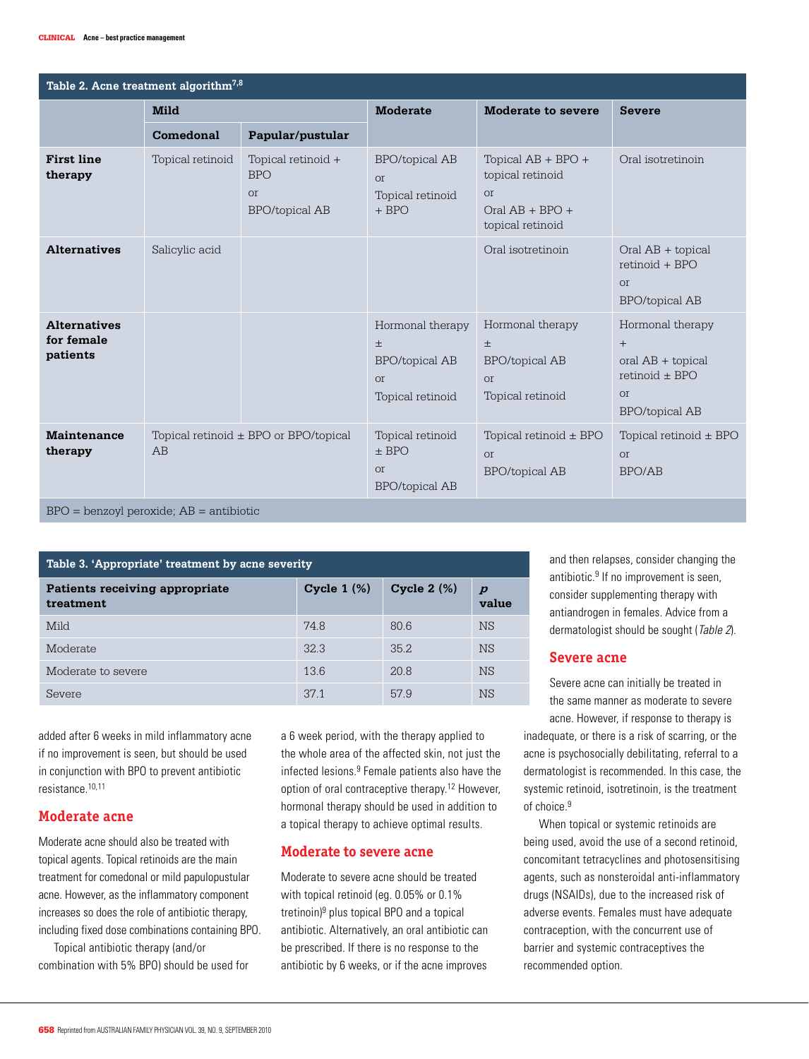**Table 2. Acne treatment algorithm[7,8]**

| | Mild | | Moderate | Moderate to severe | Severe |
|---|---|---|---|---|---|
| | Comedonal | Papular/pustular | | | |
| **First line therapy** | Topical retinoid | Topical retinoid + BPO or BPO/topical AB | BPO/topical AB or Topical retinoid + BPO | Topical AB + BPO + topical retinoid or Oral AB + BPO + topical retinoid | Oral isotretinoin |
| **Alternatives** | Salicylic acid | | | Oral isotretinoin | Oral AB + topical retinoid + BPO or BPO/topical AB |
| **Alternatives for female patients** | | | Hormonal therapy ± BPO/topical AB or Topical retinoid | Hormonal therapy ± BPO/topical AB or Topical retinoid | Hormonal therapy + oral AB + topical retinoid ± BPO or BPO/topical AB |
| **Maintenance therapy** | Topical retinoid ± BPO or BPO/topical AB | | Topical retinoid ± BPO or BPO/topical AB | Topical retinoid ± BPO or BPO/topical AB | Topical retinoid ± BPO or BPO/AB |

BPO = benzoyl peroxide; AB = antibiotic

**Table 3. 'Appropriate' treatment by acne severity**

| Patients receiving appropriate treatment | Cycle 1 (%) | Cycle 2 (%) | *p* value |
|---|---|---|---|
| Mild | 74.8 | 80.6 | NS |
| Moderate | 32.3 | 35.2 | NS |
| Moderate to severe | 13.6 | 20.8 | NS |
| Severe | 37.1 | 57.9 | NS |

added after 6 weeks in mild inflammatory acne if no improvement is seen, but should be used in conjunction with BPO to prevent antibiotic resistance.[10,11]

## Moderate acne

Moderate acne should also be treated with topical agents. Topical retinoids are the main treatment for comedonal or mild papulopustular acne. However, as the inflammatory component increases so does the role of antibiotic therapy, including fixed dose combinations containing BPO.

Topical antibiotic therapy (and/or combination with 5% BPO) should be used for a 6 week period, with the therapy applied to the whole area of the affected skin, not just the infected lesions.[9] Female patients also have the option of oral contraceptive therapy.[12] However, hormonal therapy should be used in addition to a topical therapy to achieve optimal results.

## Moderate to severe acne

Moderate to severe acne should be treated with topical retinoid (eg. 0.05% or 0.1% tretinoin)[9] plus topical BPO and a topical antibiotic. Alternatively, an oral antibiotic can be prescribed. If there is no response to the antibiotic by 6 weeks, or if the acne improves and then relapses, consider changing the antibiotic.[9] If no improvement is seen, consider supplementing therapy with antiandrogen in females. Advice from a dermatologist should be sought (*Table 2*).

## Severe acne

Severe acne can initially be treated in the same manner as moderate to severe acne. However, if response to therapy is inadequate, or there is a risk of scarring, or the acne is psychosocially debilitating, referral to a dermatologist is recommended. In this case, the systemic retinoid, isotretinoin, is the treatment of choice.[9]

When topical or systemic retinoids are being used, avoid the use of a second retinoid, concomitant tetracyclines and photosensitising agents, such as nonsteroidal anti-inflammatory drugs (NSAIDs), due to the increased risk of adverse events. Females must have adequate contraception, with the concurrent use of barrier and systemic contraceptives the recommended option.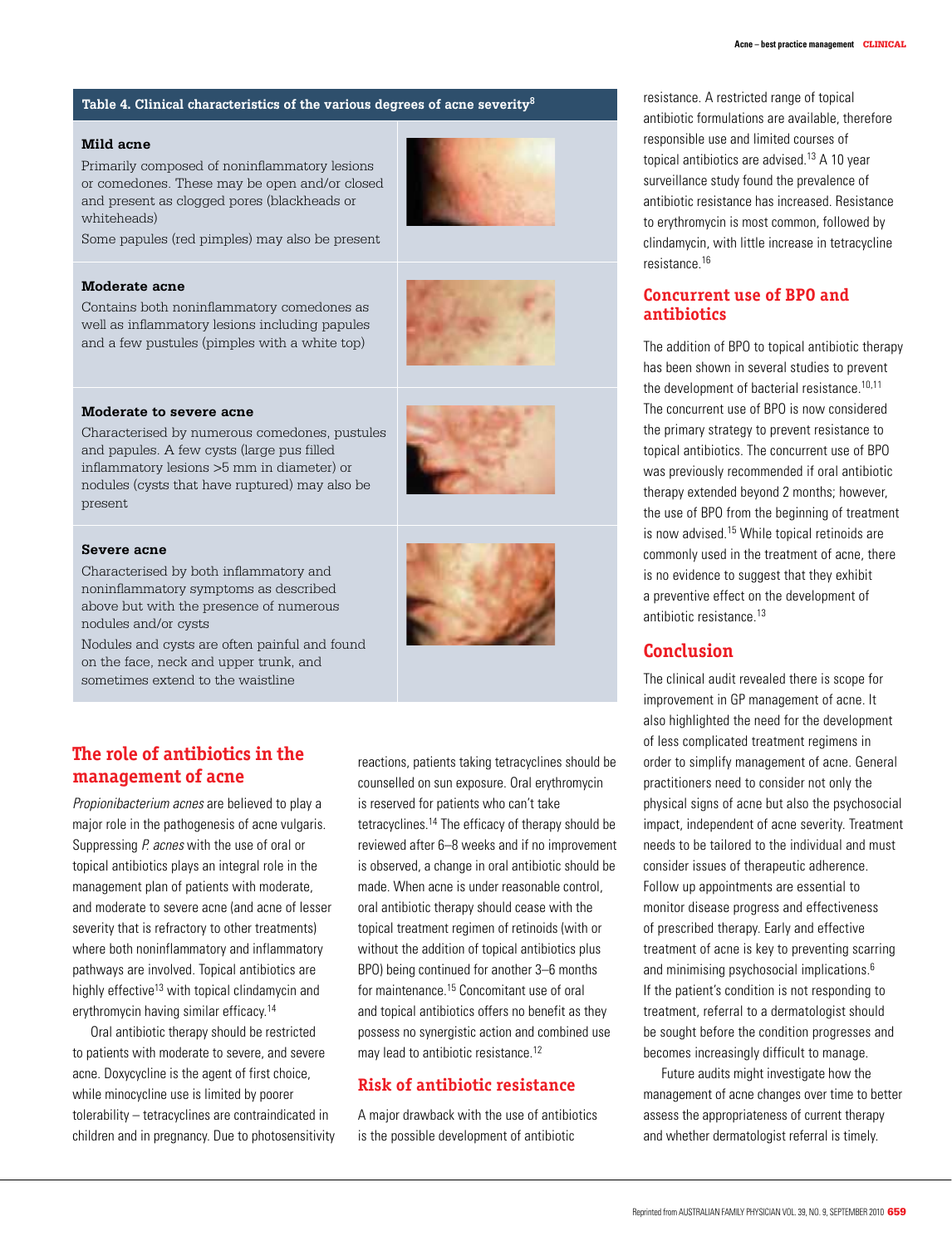**Table 4. Clinical characteristics of the various degrees of acne severity**[8]

| Severity | Clinical characteristics |
|---|---|
| **Mild acne** | Primarily composed of noninflammatory lesions or comedones. These may be open and/or closed and present as clogged pores (blackheads or whiteheads)<br>Some papules (red pimples) may also be present |
| **Moderate acne** | Contains both noninflammatory comedones as well as inflammatory lesions including papules and a few pustules (pimples with a white top) |
| **Moderate to severe acne** | Characterised by numerous comedones, pustules and papules. A few cysts (large pus filled inflammatory lesions >5 mm in diameter) or nodules (cysts that have ruptured) may also be present |
| **Severe acne** | Characterised by both inflammatory and noninflammatory symptoms as described above but with the presence of numerous nodules and/or cysts<br>Nodules and cysts are often painful and found on the face, neck and upper trunk, and sometimes extend to the waistline |

## The role of antibiotics in the management of acne

*Propionibacterium acnes* are believed to play a major role in the pathogenesis of acne vulgaris. Suppressing *P. acnes* with the use of oral or topical antibiotics plays an integral role in the management plan of patients with moderate, and moderate to severe acne (and acne of lesser severity that is refractory to other treatments) where both noninflammatory and inflammatory pathways are involved. Topical antibiotics are highly effective[13] with topical clindamycin and erythromycin having similar efficacy.[14]

Oral antibiotic therapy should be restricted to patients with moderate to severe, and severe acne. Doxycycline is the agent of first choice, while minocycline use is limited by poorer tolerability – tetracyclines are contraindicated in children and in pregnancy. Due to photosensitivity reactions, patients taking tetracyclines should be counselled on sun exposure. Oral erythromycin is reserved for patients who can't take tetracyclines.[14] The efficacy of therapy should be reviewed after 6–8 weeks and if no improvement is observed, a change in oral antibiotic should be made. When acne is under reasonable control, oral antibiotic therapy should cease with the topical treatment regimen of retinoids (with or without the addition of topical antibiotics plus BPO) being continued for another 3–6 months for maintenance.[15] Concomitant use of oral and topical antibiotics offers no benefit as they possess no synergistic action and combined use may lead to antibiotic resistance.[12]

## Risk of antibiotic resistance

A major drawback with the use of antibiotics is the possible development of antibiotic resistance. A restricted range of topical antibiotic formulations are available, therefore responsible use and limited courses of topical antibiotics are advised.[13] A 10 year surveillance study found the prevalence of antibiotic resistance has increased. Resistance to erythromycin is most common, followed by clindamycin, with little increase in tetracycline resistance.[16]

## Concurrent use of BPO and antibiotics

The addition of BPO to topical antibiotic therapy has been shown in several studies to prevent the development of bacterial resistance.[10,11] The concurrent use of BPO is now considered the primary strategy to prevent resistance to topical antibiotics. The concurrent use of BPO was previously recommended if oral antibiotic therapy extended beyond 2 months; however, the use of BPO from the beginning of treatment is now advised.[15] While topical retinoids are commonly used in the treatment of acne, there is no evidence to suggest that they exhibit a preventive effect on the development of antibiotic resistance.[13]

## Conclusion

The clinical audit revealed there is scope for improvement in GP management of acne. It also highlighted the need for the development of less complicated treatment regimens in order to simplify management of acne. General practitioners need to consider not only the physical signs of acne but also the psychosocial impact, independent of acne severity. Treatment needs to be tailored to the individual and must consider issues of therapeutic adherence. Follow up appointments are essential to monitor disease progress and effectiveness of prescribed therapy. Early and effective treatment of acne is key to preventing scarring and minimising psychosocial implications.[6] If the patient's condition is not responding to treatment, referral to a dermatologist should be sought before the condition progresses and becomes increasingly difficult to manage.

Future audits might investigate how the management of acne changes over time to better assess the appropriateness of current therapy and whether dermatologist referral is timely.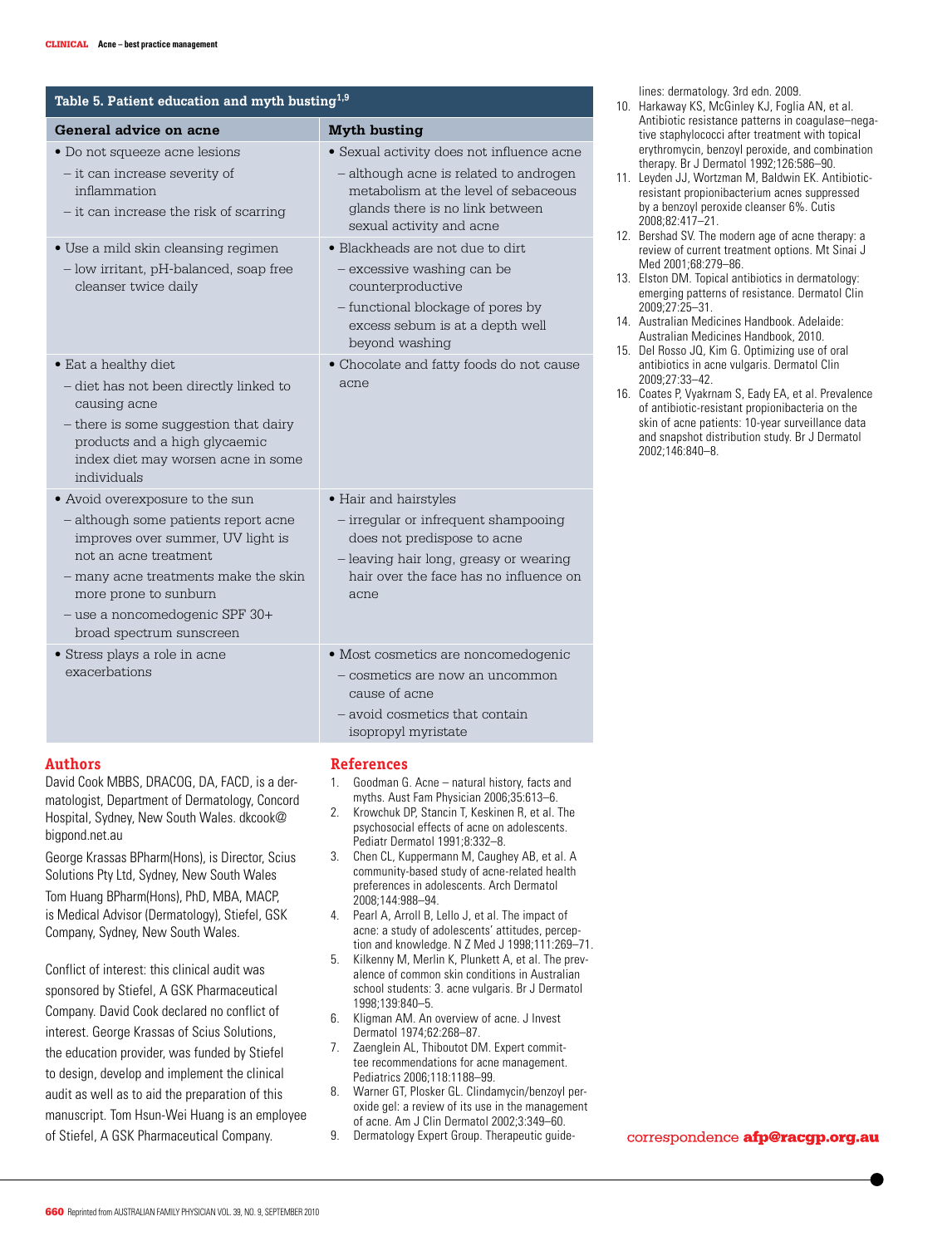## Table 5. Patient education and myth busting[1,9]

| General advice on acne | Myth busting |
|---|---|
| • Do not squeeze acne lesions<br>– it can increase severity of inflammation<br>– it can increase the risk of scarring | • Sexual activity does not influence acne<br>– although acne is related to androgen metabolism at the level of sebaceous glands there is no link between sexual activity and acne |
| • Use a mild skin cleansing regimen<br>– low irritant, pH-balanced, soap free cleanser twice daily | • Blackheads are not due to dirt<br>– excessive washing can be counterproductive<br>– functional blockage of pores by excess sebum is at a depth well beyond washing |
| • Eat a healthy diet<br>– diet has not been directly linked to causing acne<br>– there is some suggestion that dairy products and a high glycaemic index diet may worsen acne in some individuals | • Chocolate and fatty foods do not cause acne |
| • Avoid overexposure to the sun<br>– although some patients report acne improves over summer, UV light is not an acne treatment<br>– many acne treatments make the skin more prone to sunburn<br>– use a noncomedogenic SPF 30+ broad spectrum sunscreen | • Hair and hairstyles<br>– irregular or infrequent shampooing does not predispose to acne<br>– leaving hair long, greasy or wearing hair over the face has no influence on acne |
| • Stress plays a role in acne exacerbations | • Most cosmetics are noncomedogenic<br>– cosmetics are now an uncommon cause of acne<br>– avoid cosmetics that contain isopropyl myristate |

## Authors

David Cook MBBS, DRACOG, DA, FACD, is a dermatologist, Department of Dermatology, Concord Hospital, Sydney, New South Wales. dkcook@bigpond.net.au

George Krassas BPharm(Hons), is Director, Scius Solutions Pty Ltd, Sydney, New South Wales

Tom Huang BPharm(Hons), PhD, MBA, MACP, is Medical Advisor (Dermatology), Stiefel, GSK Company, Sydney, New South Wales.

Conflict of interest: this clinical audit was sponsored by Stiefel, A GSK Pharmaceutical Company. David Cook declared no conflict of interest. George Krassas of Scius Solutions, the education provider, was funded by Stiefel to design, develop and implement the clinical audit as well as to aid the preparation of this manuscript. Tom Hsun-Wei Huang is an employee of Stiefel, A GSK Pharmaceutical Company.

## References

1. Goodman G. Acne – natural history, facts and myths. Aust Fam Physician 2006;35:613–6.
2. Krowchuk DP, Stancin T, Keskinen R, et al. The psychosocial effects of acne on adolescents. Pediatr Dermatol 1991;8:332–8.
3. Chen CL, Kuppermann M, Caughey AB, et al. A community-based study of acne-related health preferences in adolescents. Arch Dermatol 2008;144:988–94.
4. Pearl A, Arroll B, Lello J, et al. The impact of acne: a study of adolescents' attitudes, perception and knowledge. N Z Med J 1998;111:269–71.
5. Kilkenny M, Merlin K, Plunkett A, et al. The prevalence of common skin conditions in Australian school students: 3. acne vulgaris. Br J Dermatol 1998;139:840–5.
6. Kligman AM. An overview of acne. J Invest Dermatol 1974;62:268–87.
7. Zaenglein AL, Thiboutot DM. Expert committee recommendations for acne management. Pediatrics 2006;118:1188–99.
8. Warner GT, Plosker GL. Clindamycin/benzoyl peroxide gel: a review of its use in the management of acne. Am J Clin Dermatol 2002;3:349–60.
9. Dermatology Expert Group. Therapeutic guidelines: dermatology. 3rd edn. 2009.
10. Harkaway KS, McGinley KJ, Foglia AN, et al. Antibiotic resistance patterns in coagulase–negative staphylococci after treatment with topical erythromycin, benzoyl peroxide, and combination therapy. Br J Dermatol 1992;126:586–90.
11. Leyden JJ, Wortzman M, Baldwin EK. Antibiotic-resistant propionibacterium acnes suppressed by a benzoyl peroxide cleanser 6%. Cutis 2008;82:417–21.
12. Bershad SV. The modern age of acne therapy: a review of current treatment options. Mt Sinai J Med 2001;68:279–86.
13. Elston DM. Topical antibiotics in dermatology: emerging patterns of resistance. Dermatol Clin 2009;27:25–31.
14. Australian Medicines Handbook. Adelaide: Australian Medicines Handbook, 2010.
15. Del Rosso JQ, Kim G. Optimizing use of oral antibiotics in acne vulgaris. Dermatol Clin 2009;27:33–42.
16. Coates P, Vyakrnam S, Eady EA, et al. Prevalence of antibiotic-resistant propionibacteria on the skin of acne patients: 10-year surveillance data and snapshot distribution study. Br J Dermatol 2002;146:840–8.

correspondence **afp@racgp.org.au**